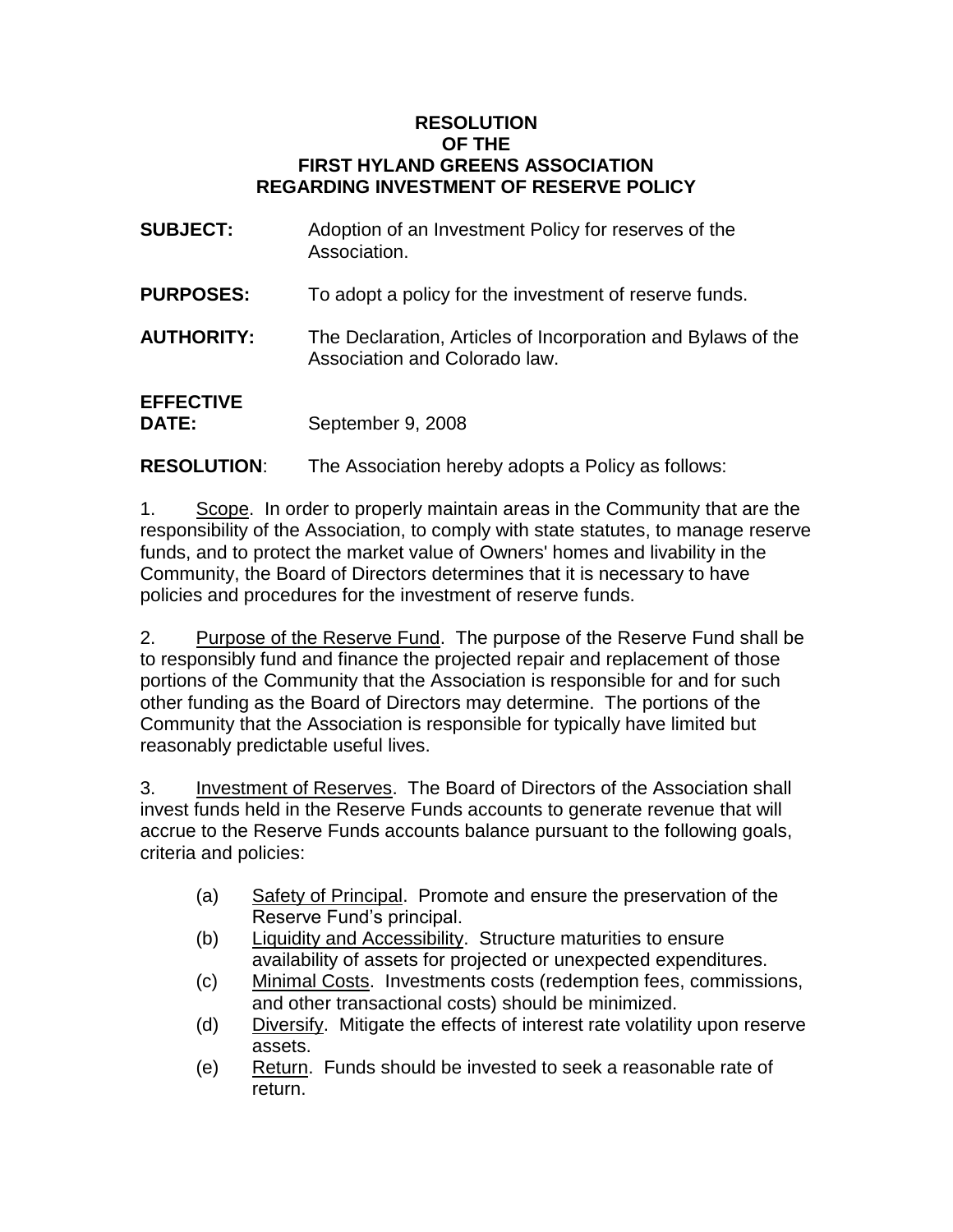# RESOLUTION
# OF THE
# FIRST HYLAND GREENS ASSOCIATION
# REGARDING INVESTMENT OF RESERVE POLICY

**SUBJECT:** Adoption of an Investment Policy for reserves of the Association.

**PURPOSES:** To adopt a policy for the investment of reserve funds.

**AUTHORITY:** The Declaration, Articles of Incorporation and Bylaws of the Association and Colorado law.

**EFFECTIVE DATE:** September 9, 2008

**RESOLUTION**: The Association hereby adopts a Policy as follows:

1. Scope. In order to properly maintain areas in the Community that are the responsibility of the Association, to comply with state statutes, to manage reserve funds, and to protect the market value of Owners' homes and livability in the Community, the Board of Directors determines that it is necessary to have policies and procedures for the investment of reserve funds.

2. Purpose of the Reserve Fund. The purpose of the Reserve Fund shall be to responsibly fund and finance the projected repair and replacement of those portions of the Community that the Association is responsible for and for such other funding as the Board of Directors may determine. The portions of the Community that the Association is responsible for typically have limited but reasonably predictable useful lives.

3. Investment of Reserves. The Board of Directors of the Association shall invest funds held in the Reserve Funds accounts to generate revenue that will accrue to the Reserve Funds accounts balance pursuant to the following goals, criteria and policies:

(a) Safety of Principal. Promote and ensure the preservation of the Reserve Fund's principal.
(b) Liquidity and Accessibility. Structure maturities to ensure availability of assets for projected or unexpected expenditures.
(c) Minimal Costs. Investments costs (redemption fees, commissions, and other transactional costs) should be minimized.
(d) Diversify. Mitigate the effects of interest rate volatility upon reserve assets.
(e) Return. Funds should be invested to seek a reasonable rate of return.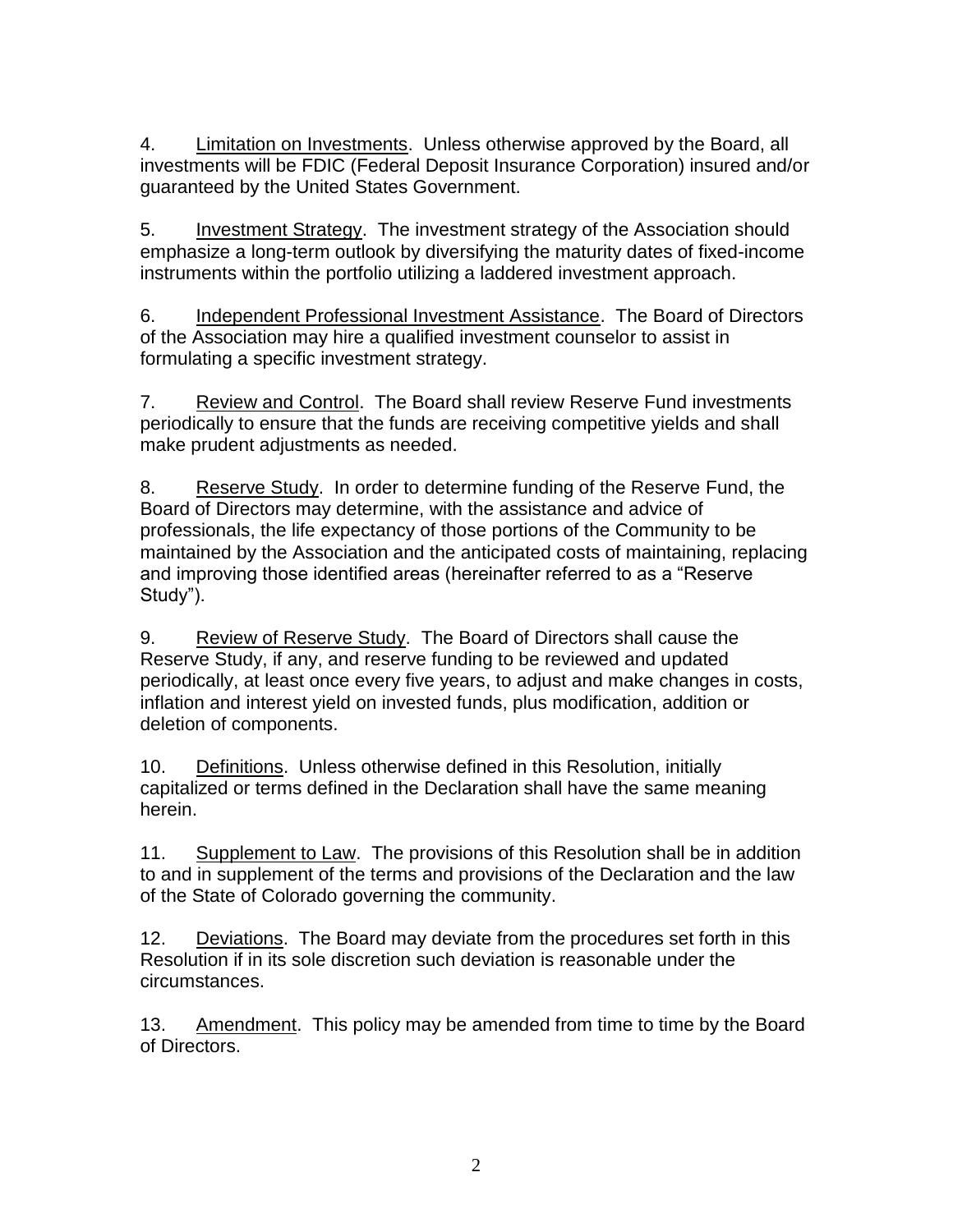4. Limitation on Investments. Unless otherwise approved by the Board, all investments will be FDIC (Federal Deposit Insurance Corporation) insured and/or guaranteed by the United States Government.

5. Investment Strategy. The investment strategy of the Association should emphasize a long-term outlook by diversifying the maturity dates of fixed-income instruments within the portfolio utilizing a laddered investment approach.

6. Independent Professional Investment Assistance. The Board of Directors of the Association may hire a qualified investment counselor to assist in formulating a specific investment strategy.

7. Review and Control. The Board shall review Reserve Fund investments periodically to ensure that the funds are receiving competitive yields and shall make prudent adjustments as needed.

8. Reserve Study. In order to determine funding of the Reserve Fund, the Board of Directors may determine, with the assistance and advice of professionals, the life expectancy of those portions of the Community to be maintained by the Association and the anticipated costs of maintaining, replacing and improving those identified areas (hereinafter referred to as a "Reserve Study").

9. Review of Reserve Study. The Board of Directors shall cause the Reserve Study, if any, and reserve funding to be reviewed and updated periodically, at least once every five years, to adjust and make changes in costs, inflation and interest yield on invested funds, plus modification, addition or deletion of components.

10. Definitions. Unless otherwise defined in this Resolution, initially capitalized or terms defined in the Declaration shall have the same meaning herein.

11. Supplement to Law. The provisions of this Resolution shall be in addition to and in supplement of the terms and provisions of the Declaration and the law of the State of Colorado governing the community.

12. Deviations. The Board may deviate from the procedures set forth in this Resolution if in its sole discretion such deviation is reasonable under the circumstances.

13. Amendment. This policy may be amended from time to time by the Board of Directors.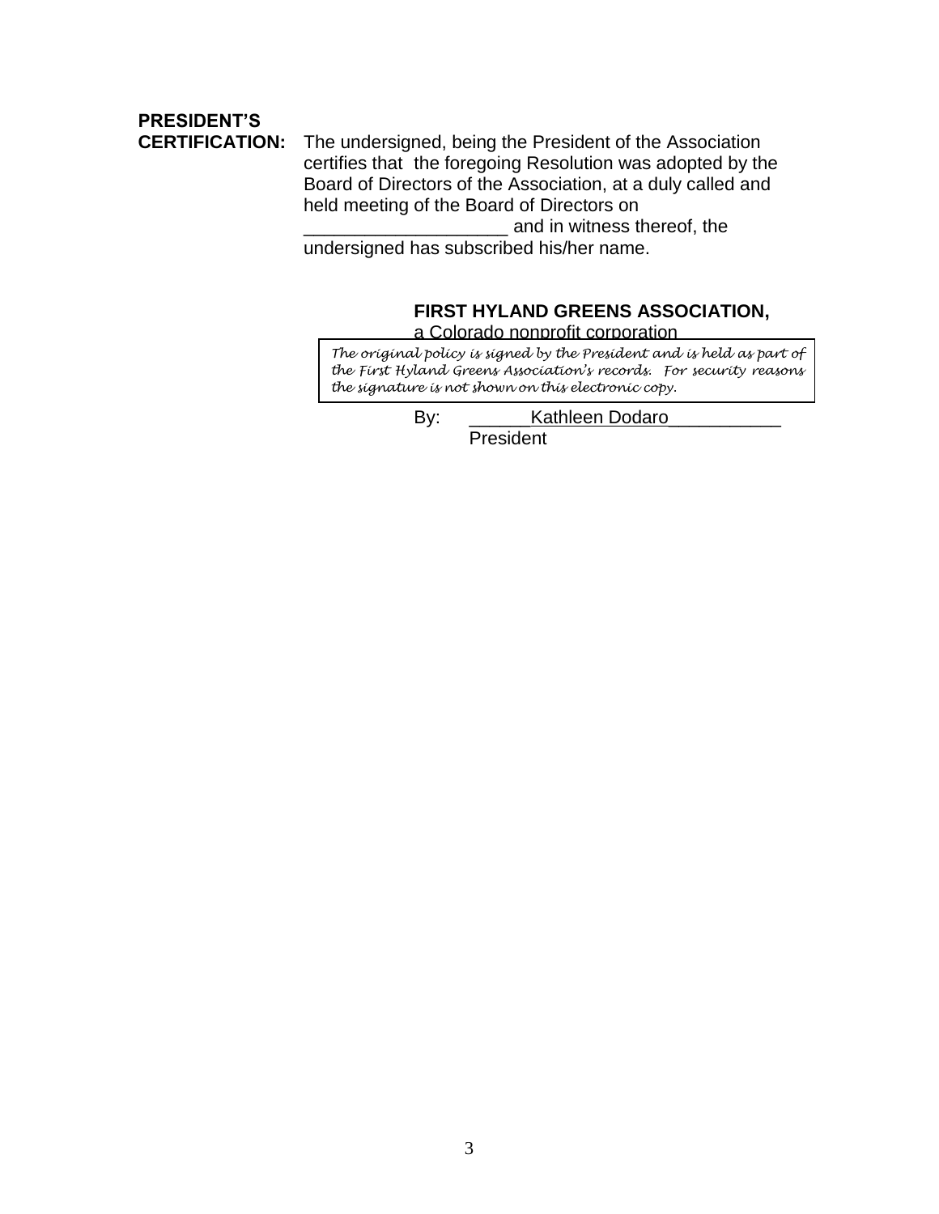**PRESIDENT'S CERTIFICATION:** The undersigned, being the President of the Association certifies that the foregoing Resolution was adopted by the Board of Directors of the Association, at a duly called and held meeting of the Board of Directors on ____________________ and in witness thereof, the undersigned has subscribed his/her name.

**FIRST HYLAND GREENS ASSOCIATION,**
a Colorado nonprofit corporation

*The original policy is signed by the President and is held as part of the First Hyland Greens Association's records. For security reasons the signature is not shown on this electronic copy.*

By: ______Kathleen Dodaro___________
President